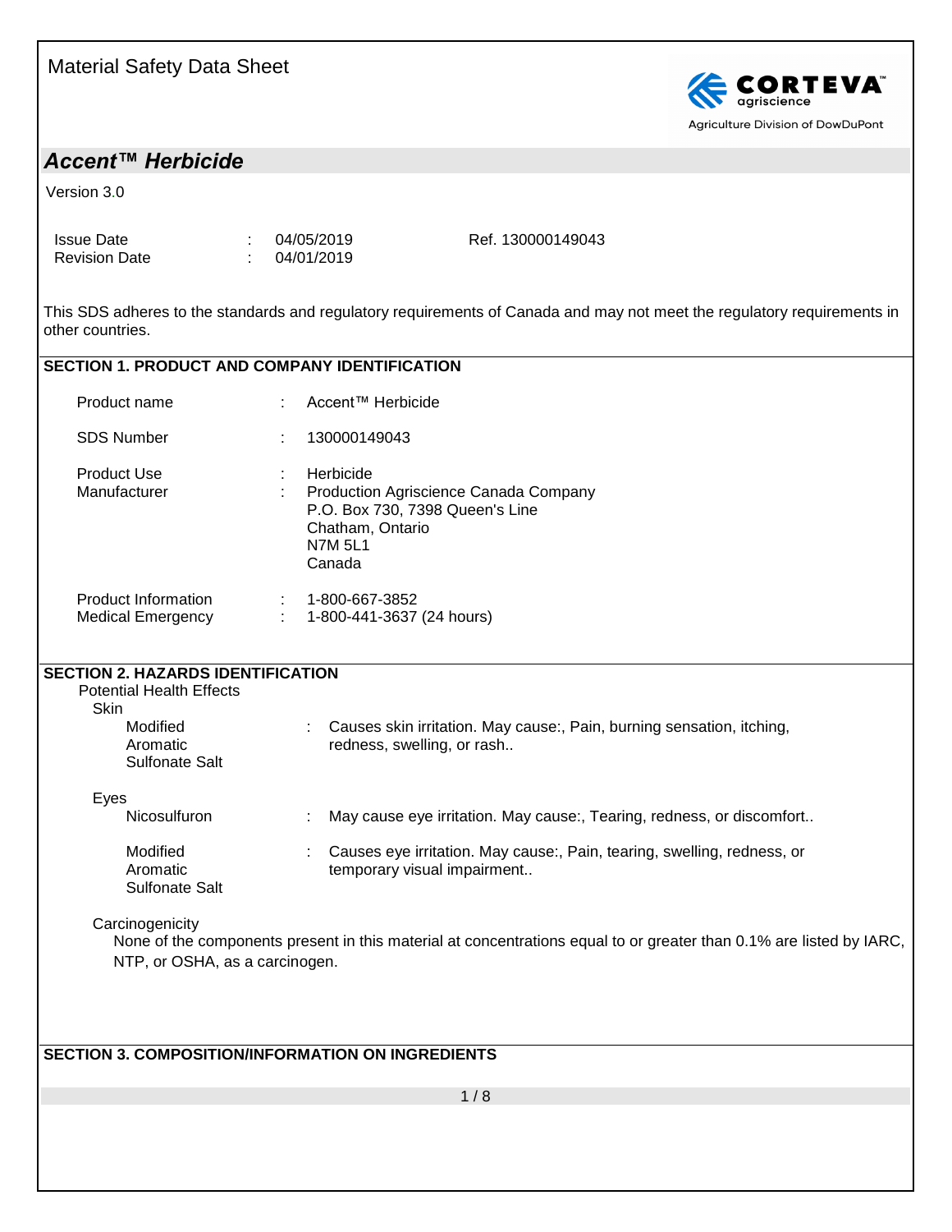Material Safety Data Sheet

CORTEVA agriscience
Agriculture Division of DowDuPont

# Accent™ Herbicide

Version 3.0

| | | | |
|---|---|---|---|
| Issue Date | : | 04/05/2019 | Ref. 130000149043 |
| Revision Date | : | 04/01/2019 | |

This SDS adheres to the standards and regulatory requirements of Canada and may not meet the regulatory requirements in other countries.

## SECTION 1. PRODUCT AND COMPANY IDENTIFICATION

| | | |
|---|---|---|
| Product name | : | Accent™ Herbicide |
| SDS Number | : | 130000149043 |
| Product Use | : | Herbicide |
| Manufacturer | : | Production Agriscience Canada Company<br>P.O. Box 730, 7398 Queen's Line<br>Chatham, Ontario<br>N7M 5L1<br>Canada |
| Product Information | : | 1-800-667-3852 |
| Medical Emergency | : | 1-800-441-3637 (24 hours) |

## SECTION 2. HAZARDS IDENTIFICATION

Potential Health Effects

**Skin**

| | | |
|---|---|---|
| Modified Aromatic Sulfonate Salt | : | Causes skin irritation. May cause:, Pain, burning sensation, itching, redness, swelling, or rash.. |

**Eyes**

| | | |
|---|---|---|
| Nicosulfuron | : | May cause eye irritation. May cause:, Tearing, redness, or discomfort.. |
| Modified Aromatic Sulfonate Salt | : | Causes eye irritation. May cause:, Pain, tearing, swelling, redness, or temporary visual impairment.. |

**Carcinogenicity**

None of the components present in this material at concentrations equal to or greater than 0.1% are listed by IARC, NTP, or OSHA, as a carcinogen.

## SECTION 3. COMPOSITION/INFORMATION ON INGREDIENTS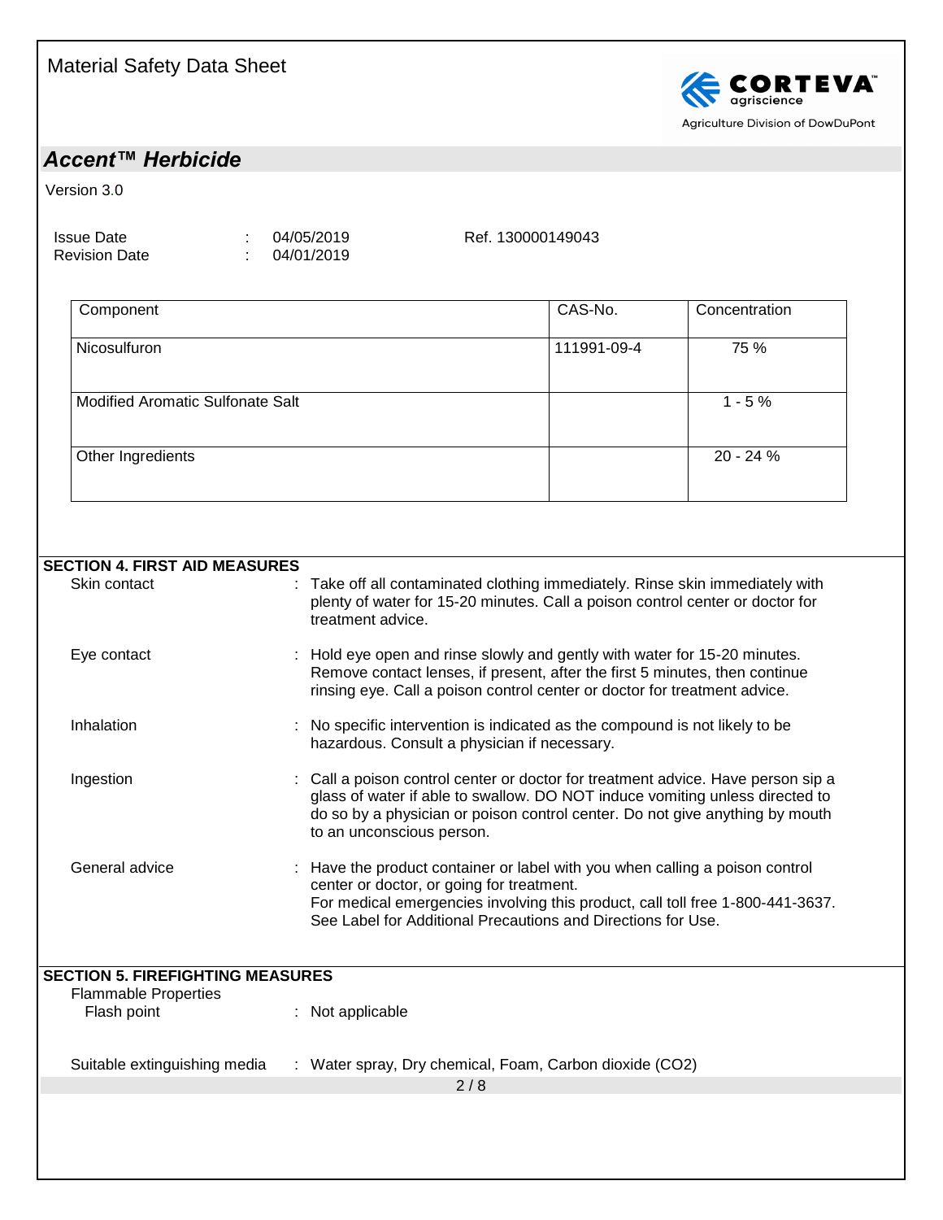Material Safety Data Sheet

## Accent™ Herbicide

Version 3.0

| | | | |
|---|---|---|---|
| Issue Date | : | 04/05/2019 | Ref. 130000149043 |
| Revision Date | : | 04/01/2019 | |

| Component | CAS-No. | Concentration |
|---|---|---|
| Nicosulfuron | 111991-09-4 | 75 % |
| Modified Aromatic Sulfonate Salt | | 1 - 5 % |
| Other Ingredients | | 20 - 24 % |

### SECTION 4. FIRST AID MEASURES

**Skin contact** : Take off all contaminated clothing immediately. Rinse skin immediately with plenty of water for 15-20 minutes. Call a poison control center or doctor for treatment advice.

**Eye contact** : Hold eye open and rinse slowly and gently with water for 15-20 minutes. Remove contact lenses, if present, after the first 5 minutes, then continue rinsing eye. Call a poison control center or doctor for treatment advice.

**Inhalation** : No specific intervention is indicated as the compound is not likely to be hazardous. Consult a physician if necessary.

**Ingestion** : Call a poison control center or doctor for treatment advice. Have person sip a glass of water if able to swallow. DO NOT induce vomiting unless directed to do so by a physician or poison control center. Do not give anything by mouth to an unconscious person.

**General advice** : Have the product container or label with you when calling a poison control center or doctor, or going for treatment.
For medical emergencies involving this product, call toll free 1-800-441-3637.
See Label for Additional Precautions and Directions for Use.

### SECTION 5. FIREFIGHTING MEASURES

**Flammable Properties**

Flash point : Not applicable

**Suitable extinguishing media** : Water spray, Dry chemical, Foam, Carbon dioxide ($CO_2$)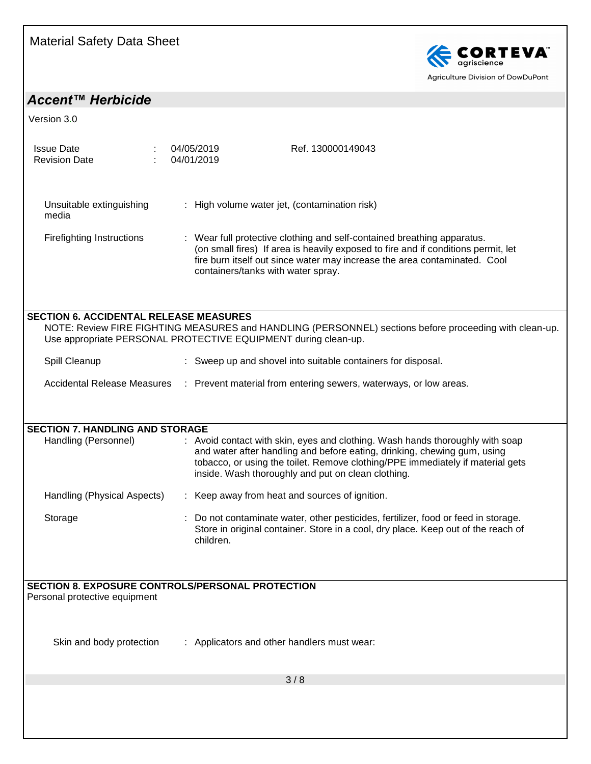Unsuitable extinguishing media : High volume water jet, (contamination risk)

Firefighting Instructions : Wear full protective clothing and self-contained breathing apparatus. (on small fires) If area is heavily exposed to fire and if conditions permit, let fire burn itself out since water may increase the area contaminated. Cool containers/tanks with water spray.

## SECTION 6. ACCIDENTAL RELEASE MEASURES

NOTE: Review FIRE FIGHTING MEASURES and HANDLING (PERSONNEL) sections before proceeding with clean-up. Use appropriate PERSONAL PROTECTIVE EQUIPMENT during clean-up.

Spill Cleanup : Sweep up and shovel into suitable containers for disposal.

Accidental Release Measures : Prevent material from entering sewers, waterways, or low areas.

## SECTION 7. HANDLING AND STORAGE

Handling (Personnel) : Avoid contact with skin, eyes and clothing. Wash hands thoroughly with soap and water after handling and before eating, drinking, chewing gum, using tobacco, or using the toilet. Remove clothing/PPE immediately if material gets inside. Wash thoroughly and put on clean clothing.

Handling (Physical Aspects) : Keep away from heat and sources of ignition.

Storage : Do not contaminate water, other pesticides, fertilizer, food or feed in storage. Store in original container. Store in a cool, dry place. Keep out of the reach of children.

## SECTION 8. EXPOSURE CONTROLS/PERSONAL PROTECTION

Personal protective equipment

Skin and body protection : Applicators and other handlers must wear: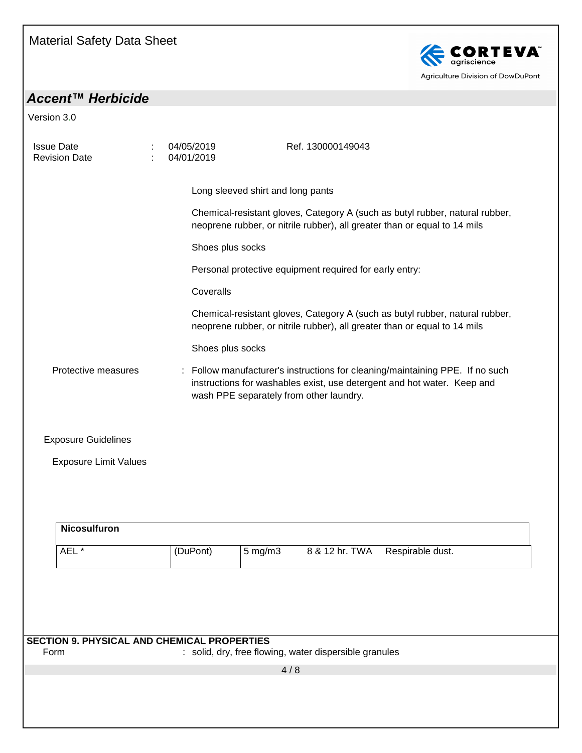Long sleeved shirt and long pants

Chemical-resistant gloves, Category A (such as butyl rubber, natural rubber, neoprene rubber, or nitrile rubber), all greater than or equal to 14 mils

Shoes plus socks

Personal protective equipment required for early entry:

Coveralls

Chemical-resistant gloves, Category A (such as butyl rubber, natural rubber, neoprene rubber, or nitrile rubber), all greater than or equal to 14 mils

Shoes plus socks

Protective measures : Follow manufacturer's instructions for cleaning/maintaining PPE. If no such instructions for washables exist, use detergent and hot water. Keep and wash PPE separately from other laundry.

Exposure Guidelines

Exposure Limit Values

| **Nicosulfuron** | | | |
|---|---|---|---|
| AEL * | (DuPont) | 5 mg/m3 8 & 12 hr. TWA | Respirable dust. |

## SECTION 9. PHYSICAL AND CHEMICAL PROPERTIES

Form : solid, dry, free flowing, water dispersible granules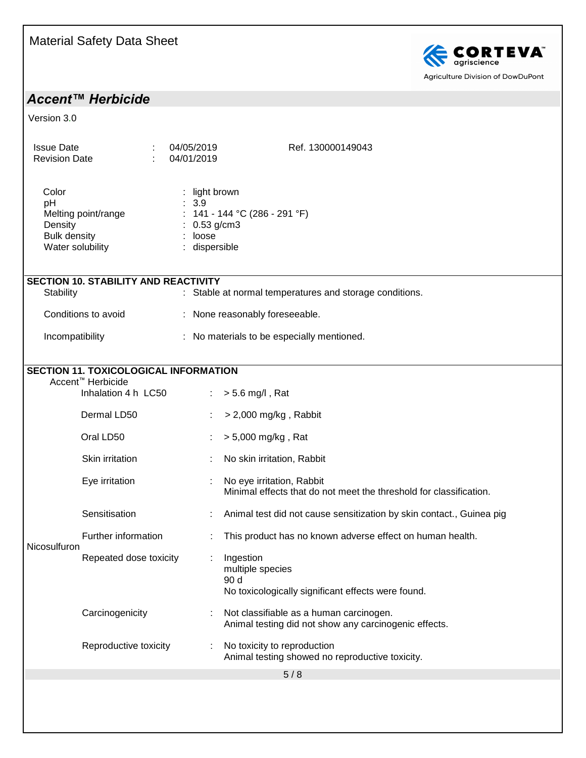| | | |
|---|---|---|
| Color | : | light brown |
| pH | : | 3.9 |
| Melting point/range | : | 141 - 144 °C (286 - 291 °F) |
| Density | : | 0.53 g/cm3 |
| Bulk density | : | loose |
| Water solubility | : | dispersible |

## SECTION 10. STABILITY AND REACTIVITY

| | | |
|---|---|---|
| Stability | : | Stable at normal temperatures and storage conditions. |
| Conditions to avoid | : | None reasonably foreseeable. |
| Incompatibility | : | No materials to be especially mentioned. |

## SECTION 11. TOXICOLOGICAL INFORMATION

Accent™ Herbicide

| | | |
|---|---|---|
| Inhalation 4 h LC50 | : | > 5.6 mg/l , Rat |
| Dermal LD50 | : | > 2,000 mg/kg , Rabbit |
| Oral LD50 | : | > 5,000 mg/kg , Rat |
| Skin irritation | : | No skin irritation, Rabbit |
| Eye irritation | : | No eye irritation, Rabbit<br>Minimal effects that do not meet the threshold for classification. |
| Sensitisation | : | Animal test did not cause sensitization by skin contact., Guinea pig |
| Further information | : | This product has no known adverse effect on human health. |

Nicosulfuron

| | | |
|---|---|---|
| Repeated dose toxicity | : | Ingestion<br>multiple species<br>90 d<br>No toxicologically significant effects were found. |
| Carcinogenicity | : | Not classifiable as a human carcinogen.<br>Animal testing did not show any carcinogenic effects. |
| Reproductive toxicity | : | No toxicity to reproduction<br>Animal testing showed no reproductive toxicity. |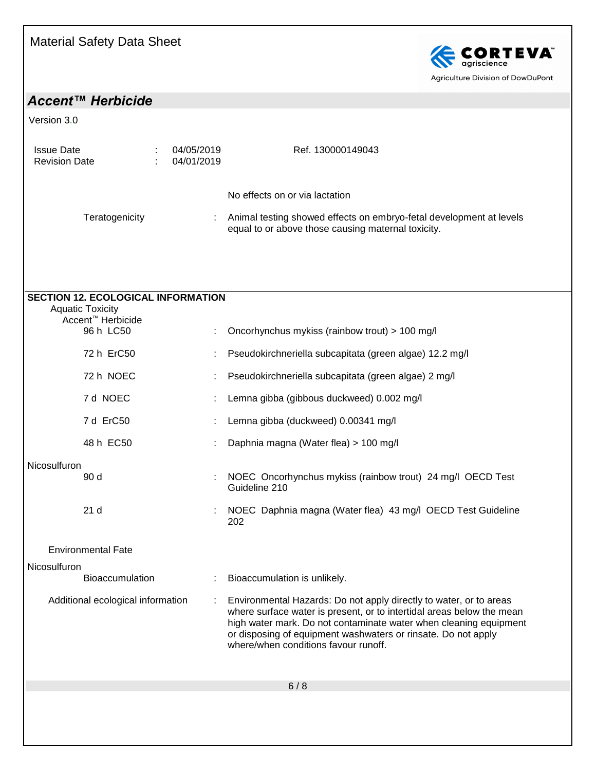No effects on or via lactation

Teratogenicity : Animal testing showed effects on embryo-fetal development at levels equal to or above those causing maternal toxicity.

## SECTION 12. ECOLOGICAL INFORMATION

**Aquatic Toxicity**

Accent™ Herbicide

| | | |
|---|---|---|
| 96 h LC50 | : | Oncorhynchus mykiss (rainbow trout) > 100 mg/l |
| 72 h ErC50 | : | Pseudokirchneriella subcapitata (green algae) 12.2 mg/l |
| 72 h NOEC | : | Pseudokirchneriella subcapitata (green algae) 2 mg/l |
| 7 d NOEC | : | Lemna gibba (gibbous duckweed) 0.002 mg/l |
| 7 d ErC50 | : | Lemna gibba (duckweed) 0.00341 mg/l |
| 48 h EC50 | : | Daphnia magna (Water flea) > 100 mg/l |

Nicosulfuron

| | | |
|---|---|---|
| 90 d | : | NOEC Oncorhynchus mykiss (rainbow trout) 24 mg/l OECD Test Guideline 210 |
| 21 d | : | NOEC Daphnia magna (Water flea) 43 mg/l OECD Test Guideline 202 |

**Environmental Fate**

Nicosulfuron

| | | |
|---|---|---|
| Bioaccumulation | : | Bioaccumulation is unlikely. |

Additional ecological information : Environmental Hazards: Do not apply directly to water, or to areas where surface water is present, or to intertidal areas below the mean high water mark. Do not contaminate water when cleaning equipment or disposing of equipment washwaters or rinsate. Do not apply where/when conditions favour runoff.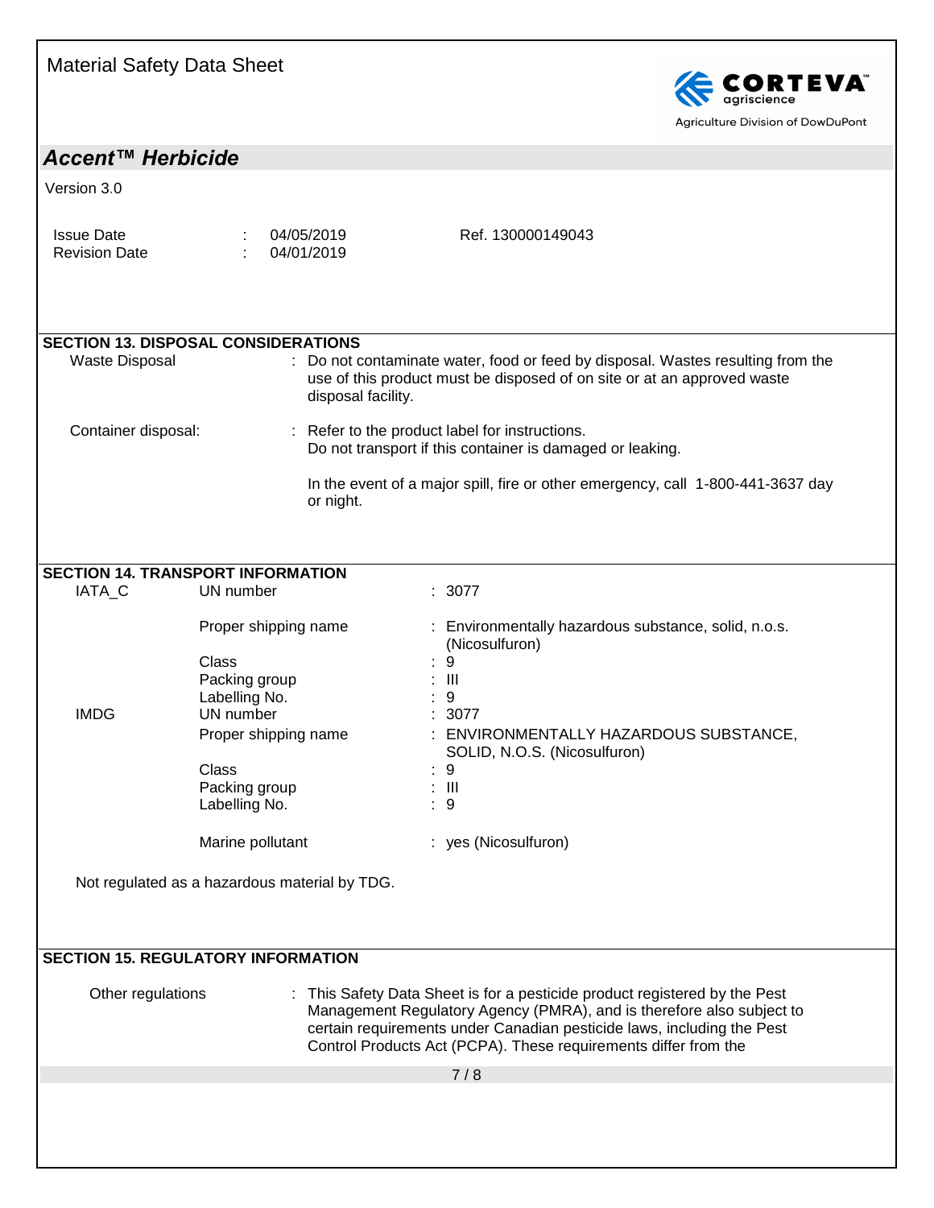## SECTION 13. DISPOSAL CONSIDERATIONS

Waste Disposal : Do not contaminate water, food or feed by disposal. Wastes resulting from the use of this product must be disposed of on site or at an approved waste disposal facility.

Container disposal: : Refer to the product label for instructions.
Do not transport if this container is damaged or leaking.

In the event of a major spill, fire or other emergency, call 1-800-441-3637 day or night.

## SECTION 14. TRANSPORT INFORMATION

**IATA_C**

| | |
|---|---|
| UN number | : 3077 |
| Proper shipping name | : Environmentally hazardous substance, solid, n.o.s. (Nicosulfuron) |
| Class | : 9 |
| Packing group | : III |
| Labelling No. | : 9 |

**IMDG**

| | |
|---|---|
| UN number | : 3077 |
| Proper shipping name | : ENVIRONMENTALLY HAZARDOUS SUBSTANCE, SOLID, N.O.S. (Nicosulfuron) |
| Class | : 9 |
| Packing group | : III |
| Labelling No. | : 9 |
| Marine pollutant | : yes (Nicosulfuron) |

Not regulated as a hazardous material by TDG.

## SECTION 15. REGULATORY INFORMATION

Other regulations : This Safety Data Sheet is for a pesticide product registered by the Pest Management Regulatory Agency (PMRA), and is therefore also subject to certain requirements under Canadian pesticide laws, including the Pest Control Products Act (PCPA). These requirements differ from the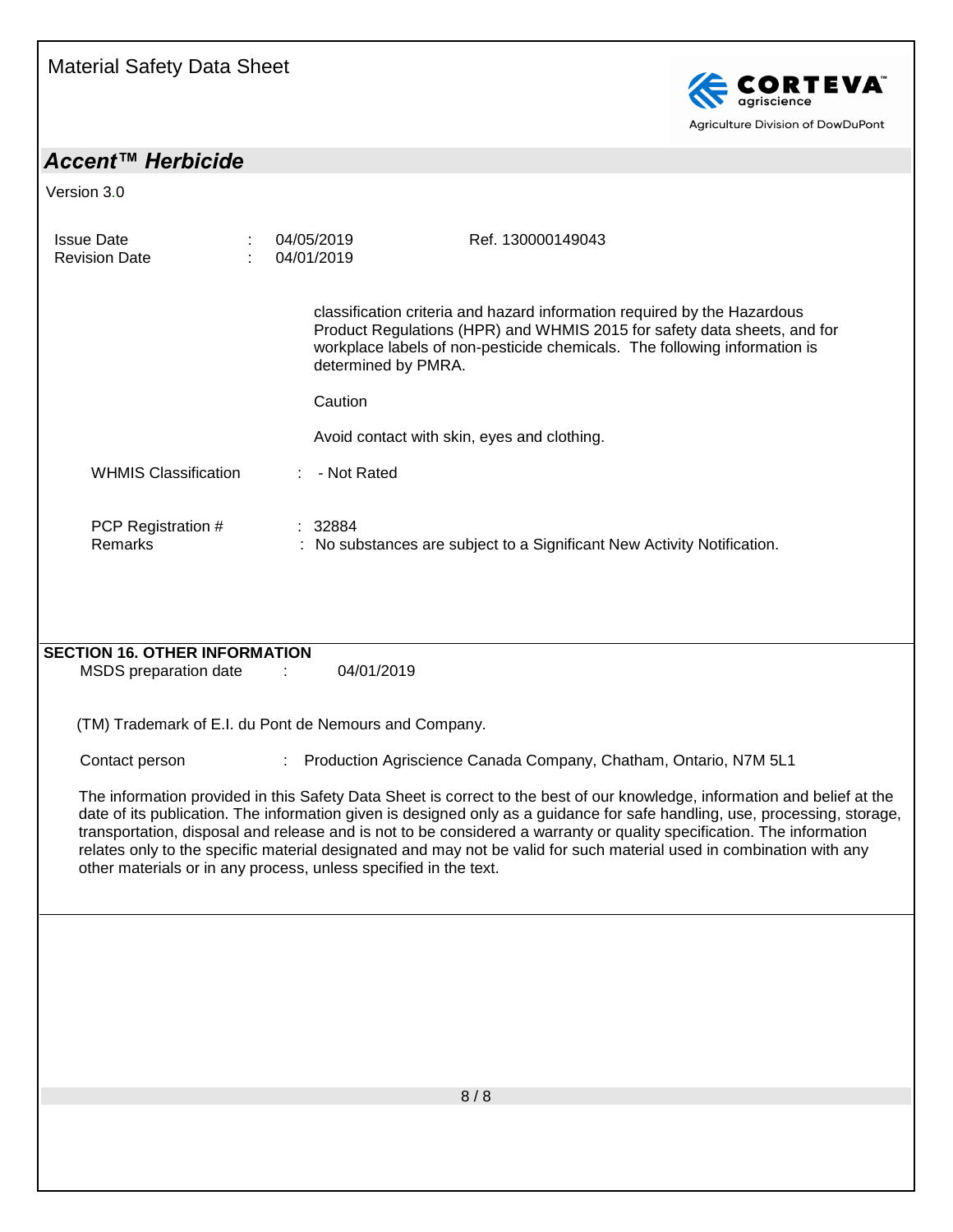classification criteria and hazard information required by the Hazardous Product Regulations (HPR) and WHMIS 2015 for safety data sheets, and for workplace labels of non-pesticide chemicals. The following information is determined by PMRA.

Caution

Avoid contact with skin, eyes and clothing.

| | | |
|---|---|---|
| WHMIS Classification | : | - Not Rated |
| PCP Registration # | : | 32884 |
| Remarks | : | No substances are subject to a Significant New Activity Notification. |

## SECTION 16. OTHER INFORMATION

MSDS preparation date : 04/01/2019

(TM) Trademark of E.I. du Pont de Nemours and Company.

Contact person : Production Agriscience Canada Company, Chatham, Ontario, N7M 5L1

The information provided in this Safety Data Sheet is correct to the best of our knowledge, information and belief at the date of its publication. The information given is designed only as a guidance for safe handling, use, processing, storage, transportation, disposal and release and is not to be considered a warranty or quality specification. The information relates only to the specific material designated and may not be valid for such material used in combination with any other materials or in any process, unless specified in the text.